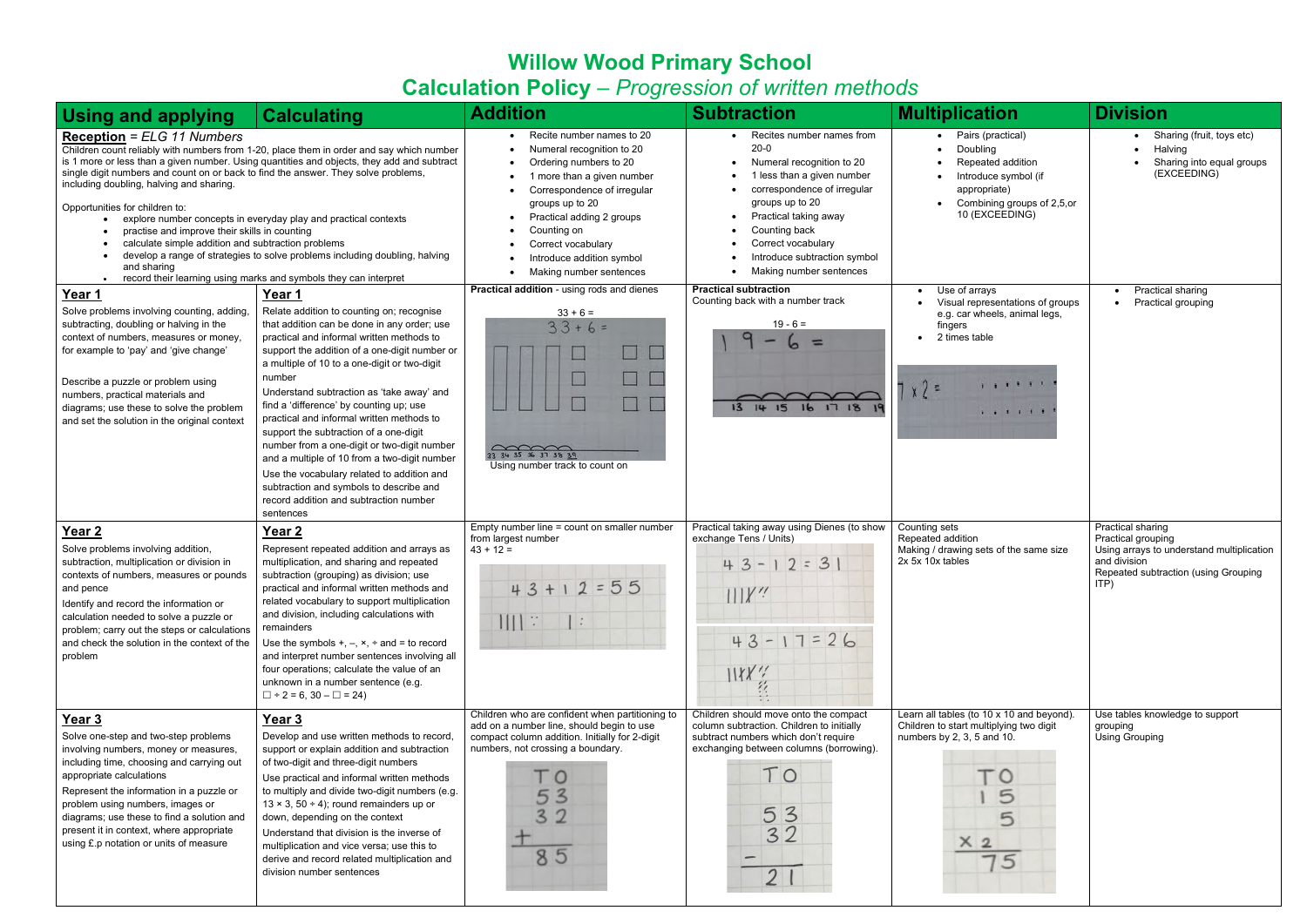# Willow Wood Primary School

## Calculation Policy – *Progression of written methods*

| Using and applying | Calculating | Addition | Subtraction | Multiplication | Division |
|---|---|---|---|---|---|
| **Reception** = *ELG 11 Numbers*<br>Children count reliably with numbers from 1-20, place them in order and say which number is 1 more or less than a given number. Using quantities and objects, they add and subtract single digit numbers and count on or back to find the answer. They solve problems, including doubling, halving and sharing.<br><br>Opportunities for children to:<br>• explore number concepts in everyday play and practical contexts<br>• practise and improve their skills in counting<br>• calculate simple addition and subtraction problems<br>• develop a range of strategies to solve problems including doubling, halving and sharing<br>• record their learning using marks and symbols they can interpret | | • Recite number names to 20<br>• Numeral recognition to 20<br>• Ordering numbers to 20<br>• 1 more than a given number<br>• Correspondence of irregular groups up to 20<br>• Practical adding 2 groups<br>• Counting on<br>• Correct vocabulary<br>• Introduce addition symbol<br>• Making number sentences | • Recites number names from 20-0<br>• Numeral recognition to 20<br>• 1 less than a given number<br>• correspondence of irregular groups up to 20<br>• Practical taking away<br>• Counting back<br>• Correct vocabulary<br>• Introduce subtraction symbol<br>• Making number sentences | • Pairs (practical)<br>• Doubling<br>• Repeated addition<br>• Introduce symbol (if appropriate)<br>• Combining groups of 2,5,or 10 (EXCEEDING) | • Sharing (fruit, toys etc)<br>• Halving<br>• Sharing into equal groups (EXCEEDING) |
| **Year 1**<br>Solve problems involving counting, adding, subtracting, doubling or halving in the context of numbers, measures or money, for example to 'pay' and 'give change'<br><br>Describe a puzzle or problem using numbers, practical materials and diagrams; use these to solve the problem and set the solution in the original context | **Year 1**<br>Relate addition to counting on; recognise that addition can be done in any order; use practical and informal written methods to support the addition of a one-digit number or a multiple of 10 to a one-digit or two-digit number<br>Understand subtraction as 'take away' and find a 'difference' by counting up; use practical and informal written methods to support the subtraction of a one-digit number from a one-digit or two-digit number and a multiple of 10 from a two-digit number<br>Use the vocabulary related to addition and subtraction and symbols to describe and record addition and subtraction number sentences | **Practical addition** - using rods and dienes<br>33 + 6 =<br>Using number track to count on | **Practical subtraction**<br>Counting back with a number track<br>19 - 6 = | • Use of arrays<br>• Visual representations of groups e.g. car wheels, animal legs, fingers<br>• 2 times table | • Practical sharing<br>• Practical grouping |
| **Year 2**<br>Solve problems involving addition, subtraction, multiplication or division in contexts of numbers, measures or pounds and pence<br>Identify and record the information or calculation needed to solve a puzzle or problem; carry out the steps or calculations and check the solution in the context of the problem | **Year 2**<br>Represent repeated addition and arrays as multiplication, and sharing and repeated subtraction (grouping) as division; use practical and informal written methods and related vocabulary to support multiplication and division, including calculations with remainders<br>Use the symbols +, –, ×, ÷ and = to record and interpret number sentences involving all four operations; calculate the value of an unknown in a number sentence (e.g. □ ÷ 2 = 6, 30 – □ = 24) | Empty number line = count on smaller number from largest number<br>43 + 12 = | Practical taking away using Dienes (to show exchange Tens / Units) | Counting sets<br>Repeated addition<br>Making / drawing sets of the same size<br>2x 5x 10x tables | Practical sharing<br>Practical grouping<br>Using arrays to understand multiplication and division<br>Repeated subtraction (using Grouping ITP) |
| **Year 3**<br>Solve one-step and two-step problems involving numbers, money or measures, including time, choosing and carrying out appropriate calculations<br>Represent the information in a puzzle or problem using numbers, images or diagrams; use these to find a solution and present it in context, where appropriate using £.p notation or units of measure | **Year 3**<br>Develop and use written methods to record, support or explain addition and subtraction of two-digit and three-digit numbers<br>Use practical and informal written methods to multiply and divide two-digit numbers (e.g. 13 × 3, 50 ÷ 4); round remainders up or down, depending on the context<br>Understand that division is the inverse of multiplication and vice versa; use this to derive and record related multiplication and division number sentences | Children who are confident when partitioning to add on a number line, should begin to use compact column addition. Initially for 2-digit numbers, not crossing a boundary. | Children should move onto the compact column subtraction. Children to initially subtract numbers which don't require exchanging between columns (borrowing). | Learn all tables (to 10 x 10 and beyond). Children to start multiplying two digit numbers by 2, 3, 5 and 10. | Use tables knowledge to support grouping<br>Using Grouping |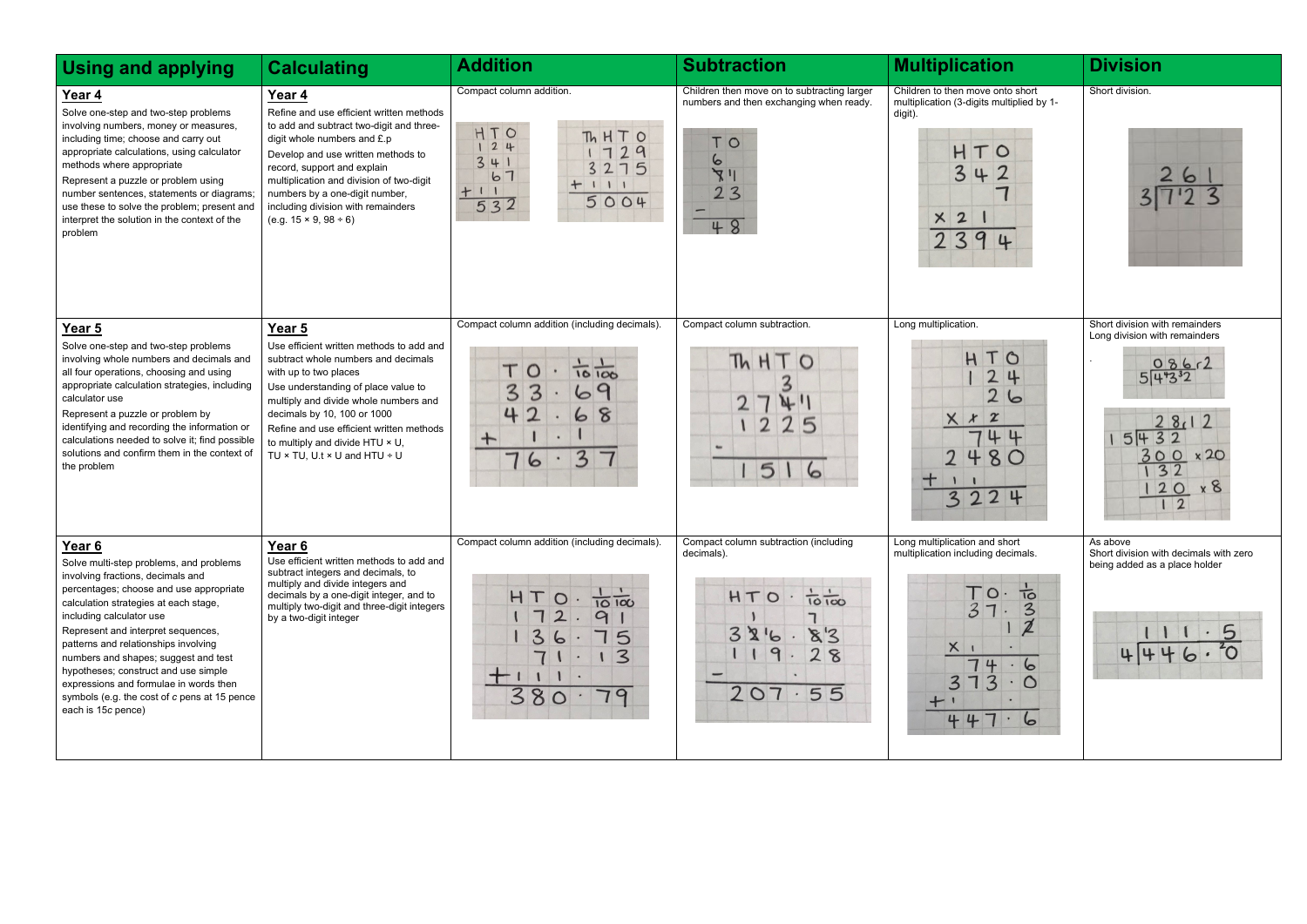| Using and applying | Calculating | Addition | Subtraction | Multiplication | Division |
|---|---|---|---|---|---|
| **Year 4**<br>Solve one-step and two-step problems involving numbers, money or measures, including time; choose and carry out appropriate calculations, using calculator methods where appropriate<br>Represent a puzzle or problem using number sentences, statements or diagrams; use these to solve the problem; present and interpret the solution in the context of the problem | **Year 4**<br>Refine and use efficient written methods to add and subtract two-digit and three-digit whole numbers and £.p<br>Develop and use written methods to record, support and explain multiplication and division of two-digit numbers by a one-digit number, including division with remainders (e.g. 15 × 9, 98 ÷ 6) | Compact column addition. | Children then move on to subtracting larger numbers and then exchanging when ready. | Children to then move onto short multiplication (3-digits multiplied by 1-digit). | Short division. |
| **Year 5**<br>Solve one-step and two-step problems involving whole numbers and decimals and all four operations, choosing and using appropriate calculation strategies, including calculator use<br>Represent a puzzle or problem by identifying and recording the information or calculations needed to solve it; find possible solutions and confirm them in the context of the problem | **Year 5**<br>Use efficient written methods to add and subtract whole numbers and decimals with up to two places<br>Use understanding of place value to multiply and divide whole numbers and decimals by 10, 100 or 1000<br>Refine and use efficient written methods to multiply and divide HTU × U, TU × TU, U.t × U and HTU ÷ U | Compact column addition (including decimals). | Compact column subtraction. | Long multiplication. | Short division with remainders<br>Long division with remainders |
| **Year 6**<br>Solve multi-step problems, and problems involving fractions, decimals and percentages; choose and use appropriate calculation strategies at each stage, including calculator use<br>Represent and interpret sequences, patterns and relationships involving numbers and shapes; suggest and test hypotheses; construct and use simple expressions and formulae in words then symbols (e.g. the cost of *c* pens at 15 pence each is 15*c* pence) | **Year 6**<br>Use efficient written methods to add and subtract integers and decimals, to multiply and divide integers and decimals by a one-digit integer, and to multiply two-digit and three-digit integers by a two-digit integer | Compact column addition (including decimals). | Compact column subtraction (including decimals). | Long multiplication and short multiplication including decimals. | As above<br>Short division with decimals with zero being added as a place holder |